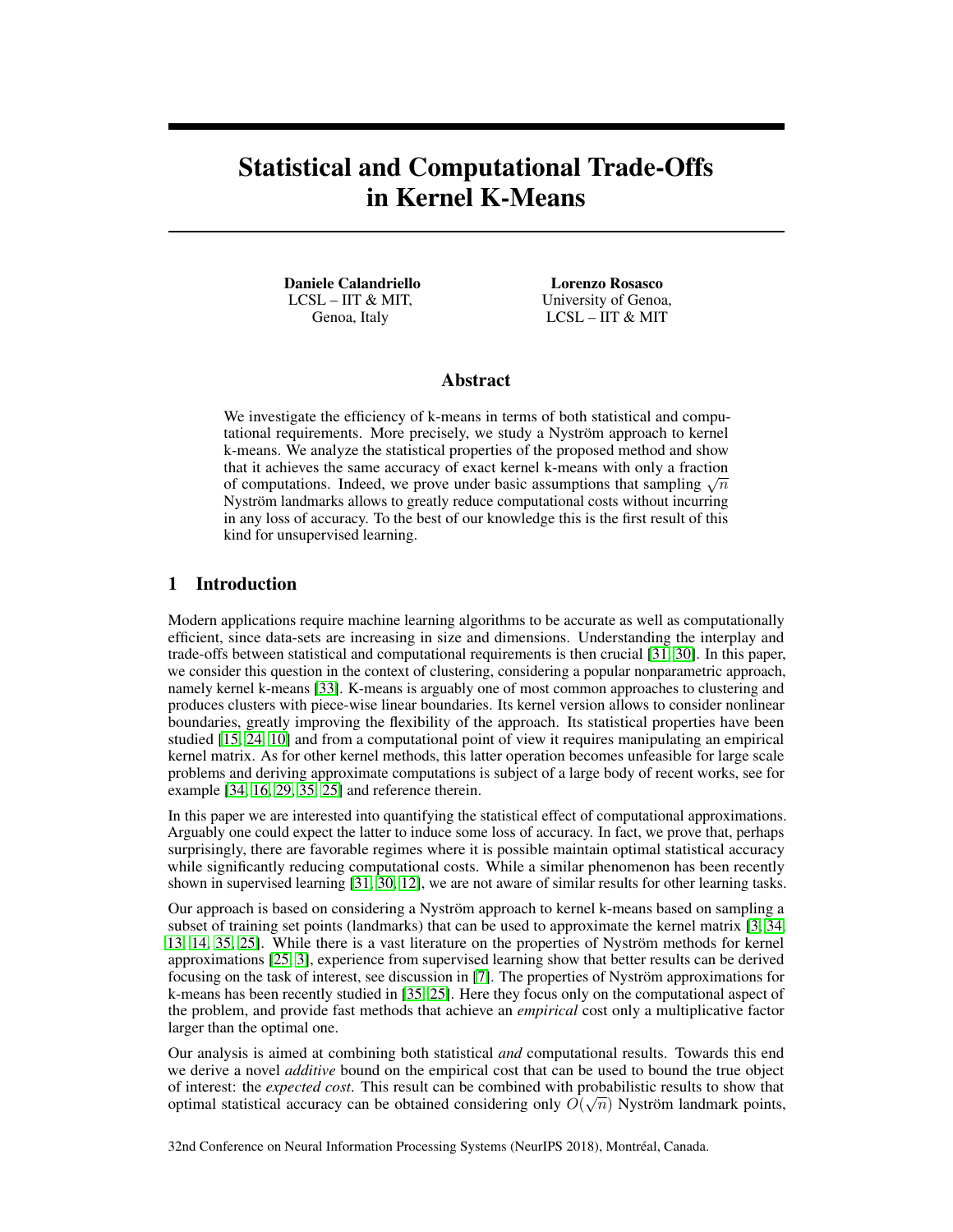# Statistical and Computational Trade-Offs in Kernel K-Means

**Daniele Calandriello**
LCSL – IIT & MIT,
Genoa, Italy

**Lorenzo Rosasco**
University of Genoa,
LCSL – IIT & MIT

## Abstract

We investigate the efficiency of k-means in terms of both statistical and computational requirements. More precisely, we study a Nyström approach to kernel k-means. We analyze the statistical properties of the proposed method and show that it achieves the same accuracy of exact kernel k-means with only a fraction of computations. Indeed, we prove under basic assumptions that sampling $\sqrt{n}$ Nyström landmarks allows to greatly reduce computational costs without incurring in any loss of accuracy. To the best of our knowledge this is the first result of this kind for unsupervised learning.

## 1 Introduction

Modern applications require machine learning algorithms to be accurate as well as computationally efficient, since data-sets are increasing in size and dimensions. Understanding the interplay and trade-offs between statistical and computational requirements is then crucial [31, 30]. In this paper, we consider this question in the context of clustering, considering a popular nonparametric approach, namely kernel k-means [33]. K-means is arguably one of most common approaches to clustering and produces clusters with piece-wise linear boundaries. Its kernel version allows to consider nonlinear boundaries, greatly improving the flexibility of the approach. Its statistical properties have been studied [15, 24, 10] and from a computational point of view it requires manipulating an empirical kernel matrix. As for other kernel methods, this latter operation becomes unfeasible for large scale problems and deriving approximate computations is subject of a large body of recent works, see for example [34, 16, 29, 35, 25] and reference therein.

In this paper we are interested into quantifying the statistical effect of computational approximations. Arguably one could expect the latter to induce some loss of accuracy. In fact, we prove that, perhaps surprisingly, there are favorable regimes where it is possible maintain optimal statistical accuracy while significantly reducing computational costs. While a similar phenomenon has been recently shown in supervised learning [31, 30, 12], we are not aware of similar results for other learning tasks.

Our approach is based on considering a Nyström approach to kernel k-means based on sampling a subset of training set points (landmarks) that can be used to approximate the kernel matrix [3, 34, 13, 14, 35, 25]. While there is a vast literature on the properties of Nyström methods for kernel approximations [25, 3], experience from supervised learning show that better results can be derived focusing on the task of interest, see discussion in [7]. The properties of Nyström approximations for k-means has been recently studied in [35, 25]. Here they focus only on the computational aspect of the problem, and provide fast methods that achieve an *empirical* cost only a multiplicative factor larger than the optimal one.

Our analysis is aimed at combining both statistical *and* computational results. Towards this end we derive a novel *additive* bound on the empirical cost that can be used to bound the true object of interest: the *expected cost*. This result can be combined with probabilistic results to show that optimal statistical accuracy can be obtained considering only $O(\sqrt{n})$ Nyström landmark points,

32nd Conference on Neural Information Processing Systems (NeurIPS 2018), Montréal, Canada.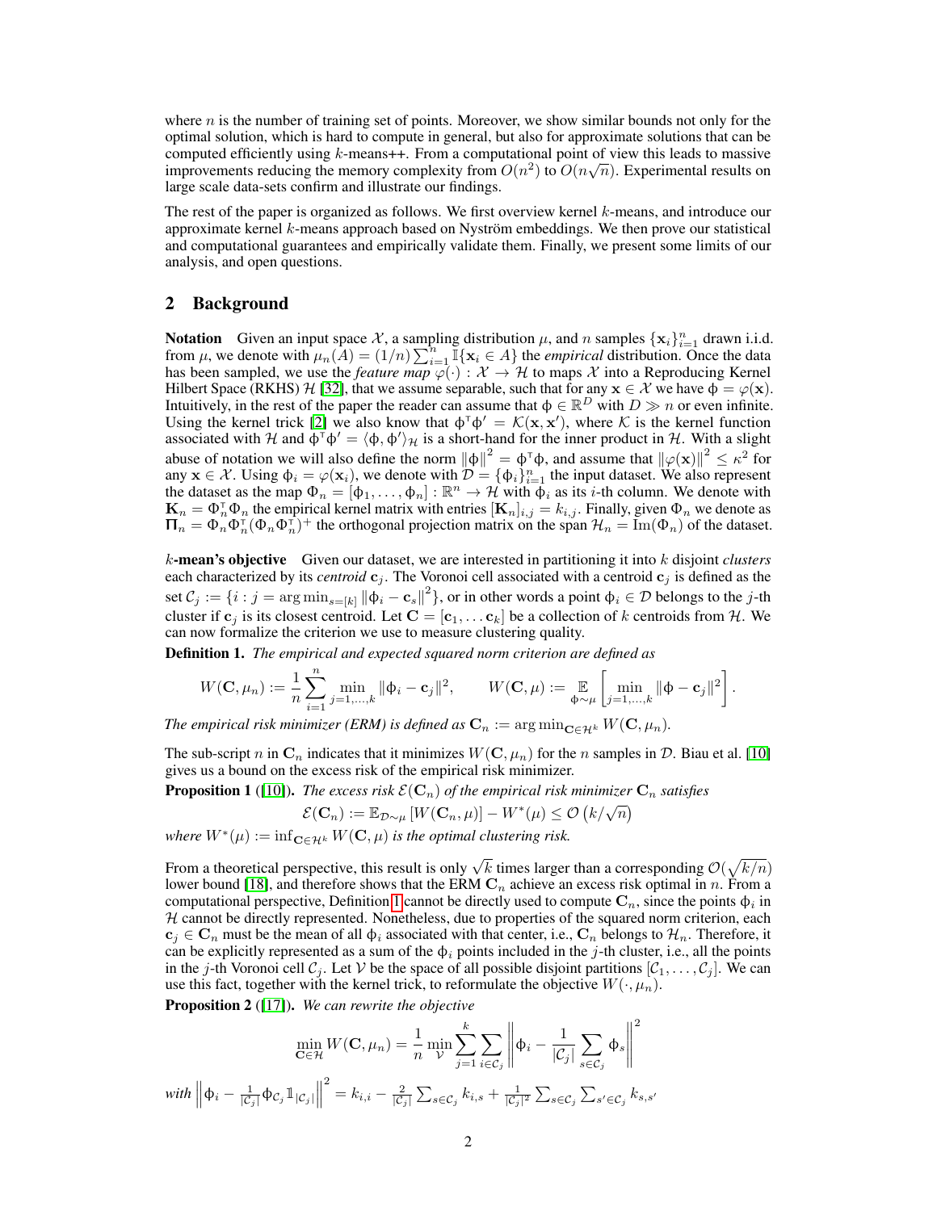where $n$ is the number of training set of points. Moreover, we show similar bounds not only for the optimal solution, which is hard to compute in general, but also for approximate solutions that can be computed efficiently using $k$-means++. From a computational point of view this leads to massive improvements reducing the memory complexity from $O(n^2)$ to $O(n\sqrt{n})$. Experimental results on large scale data-sets confirm and illustrate our findings.

The rest of the paper is organized as follows. We first overview kernel $k$-means, and introduce our approximate kernel $k$-means approach based on Nyström embeddings. We then prove our statistical and computational guarantees and empirically validate them. Finally, we present some limits of our analysis, and open questions.

## 2 Background

**Notation** Given an input space $\mathcal{X}$, a sampling distribution $\mu$, and $n$ samples $\{\mathbf{x}_i\}_{i=1}^n$ drawn i.i.d. from $\mu$, we denote with $\mu_n(A) = (1/n)\sum_{i=1}^n \mathbb{I}\{\mathbf{x}_i \in A\}$ the *empirical* distribution. Once the data has been sampled, we use the *feature map* $\varphi(\cdot) : \mathcal{X} \to \mathcal{H}$ to maps $\mathcal{X}$ into a Reproducing Kernel Hilbert Space (RKHS) $\mathcal{H}$ [32], that we assume separable, such that for any $\mathbf{x} \in \mathcal{X}$ we have $\phi = \varphi(\mathbf{x})$. Intuitively, in the rest of the paper the reader can assume that $\phi \in \mathbb{R}^D$ with $D \gg n$ or even infinite. Using the kernel trick [2] we also know that $\phi^\intercal\phi' = \mathcal{K}(\mathbf{x}, \mathbf{x}')$, where $\mathcal{K}$ is the kernel function associated with $\mathcal{H}$ and $\phi^\intercal\phi' = \langle \phi, \phi' \rangle_{\mathcal{H}}$ is a short-hand for the inner product in $\mathcal{H}$. With a slight abuse of notation we will also define the norm $\|\phi\|^2 = \phi^\intercal\phi$, and assume that $\|\varphi(\mathbf{x})\|^2 \leq \kappa^2$ for any $\mathbf{x} \in \mathcal{X}$. Using $\phi_i = \varphi(\mathbf{x}_i)$, we denote with $\mathcal{D} = \{\phi_i\}_{i=1}^n$ the input dataset. We also represent the dataset as the map $\Phi_n = [\phi_1, \ldots, \phi_n] : \mathbb{R}^n \to \mathcal{H}$ with $\phi_i$ as its $i$-th column. We denote with $\mathbf{K}_n = \Phi_n^\intercal\Phi_n$ the empirical kernel matrix with entries $[\mathbf{K}_n]_{i,j} = k_{i,j}$. Finally, given $\Phi_n$ we denote as $\mathbf{\Pi}_n = \Phi_n\Phi_n^\intercal(\Phi_n\Phi_n^\intercal)^+$ the orthogonal projection matrix on the span $\mathcal{H}_n = \mathrm{Im}(\Phi_n)$ of the dataset.

**$k$-mean's objective** Given our dataset, we are interested in partitioning it into $k$ disjoint *clusters* each characterized by its *centroid* $\mathbf{c}_j$. The Voronoi cell associated with a centroid $\mathbf{c}_j$ is defined as the set $\mathcal{C}_j := \{i : j = \arg\min_{s=[k]} \|\phi_i - \mathbf{c}_s\|^2\}$, or in other words a point $\phi_i \in \mathcal{D}$ belongs to the $j$-th cluster if $\mathbf{c}_j$ is its closest centroid. Let $\mathbf{C} = [\mathbf{c}_1, \ldots \mathbf{c}_k]$ be a collection of $k$ centroids from $\mathcal{H}$. We can now formalize the criterion we use to measure clustering quality.

**Definition 1.** *The empirical and expected squared norm criterion are defined as*

$$W(\mathbf{C}, \mu_n) := \frac{1}{n}\sum_{i=1}^n \min_{j=1,\ldots,k} \|\phi_i - \mathbf{c}_j\|^2, \qquad W(\mathbf{C}, \mu) := \mathop{\mathbb{E}}_{\phi\sim\mu}\left[\min_{j=1,\ldots,k} \|\phi - \mathbf{c}_j\|^2\right].$$

*The empirical risk minimizer (ERM) is defined as* $\mathbf{C}_n := \arg\min_{\mathbf{C}\in\mathcal{H}^k} W(\mathbf{C}, \mu_n)$.

The sub-script $n$ in $\mathbf{C}_n$ indicates that it minimizes $W(\mathbf{C}, \mu_n)$ for the $n$ samples in $\mathcal{D}$. Biau et al. [10] gives us a bound on the excess risk of the empirical risk minimizer.

**Proposition 1** ([10]). *The excess risk $\mathcal{E}(\mathbf{C}_n)$ of the empirical risk minimizer $\mathbf{C}_n$ satisfies*

$$\mathcal{E}(\mathbf{C}_n) := \mathbb{E}_{\mathcal{D}\sim\mu}\left[W(\mathbf{C}_n, \mu)\right] - W^*(\mu) \leq \mathcal{O}\left(k/\sqrt{n}\right)$$

*where $W^*(\mu) := \inf_{\mathbf{C}\in\mathcal{H}^k} W(\mathbf{C}, \mu)$ is the optimal clustering risk.*

From a theoretical perspective, this result is only $\sqrt{k}$ times larger than a corresponding $\mathcal{O}(\sqrt{k/n})$ lower bound [18], and therefore shows that the ERM $\mathbf{C}_n$ achieve an excess risk optimal in $n$. From a computational perspective, Definition 1 cannot be directly used to compute $\mathbf{C}_n$, since the points $\phi_i$ in $\mathcal{H}$ cannot be directly represented. Nonetheless, due to properties of the squared norm criterion, each $\mathbf{c}_j \in \mathbf{C}_n$ must be the mean of all $\phi_i$ associated with that center, i.e., $\mathbf{C}_n$ belongs to $\mathcal{H}_n$. Therefore, it can be explicitly represented as a sum of the $\phi_i$ points included in the $j$-th cluster, i.e., all the points in the $j$-th Voronoi cell $\mathcal{C}_j$. Let $\mathcal{V}$ be the space of all possible disjoint partitions $[\mathcal{C}_1, \ldots, \mathcal{C}_j]$. We can use this fact, together with the kernel trick, to reformulate the objective $W(\cdot, \mu_n)$.

**Proposition 2** ([17]). *We can rewrite the objective*

$$\min_{\mathbf{C}\in\mathcal{H}} W(\mathbf{C}, \mu_n) = \frac{1}{n}\min_{\mathcal{V}}\sum_{j=1}^k\sum_{i\in\mathcal{C}_j}\left\|\phi_i - \frac{1}{|\mathcal{C}_j|}\sum_{s\in\mathcal{C}_j}\phi_s\right\|^2$$

*with* $\left\|\phi_i - \frac{1}{|\mathcal{C}_j|}\phi_{\mathcal{C}_j}\mathbb{1}_{|\mathcal{C}_j|}\right\|^2 = k_{i,i} - \frac{2}{|\mathcal{C}_j|}\sum_{s\in\mathcal{C}_j} k_{i,s} + \frac{1}{|\mathcal{C}_j|^2}\sum_{s\in\mathcal{C}_j}\sum_{s'\in\mathcal{C}_j} k_{s,s'}$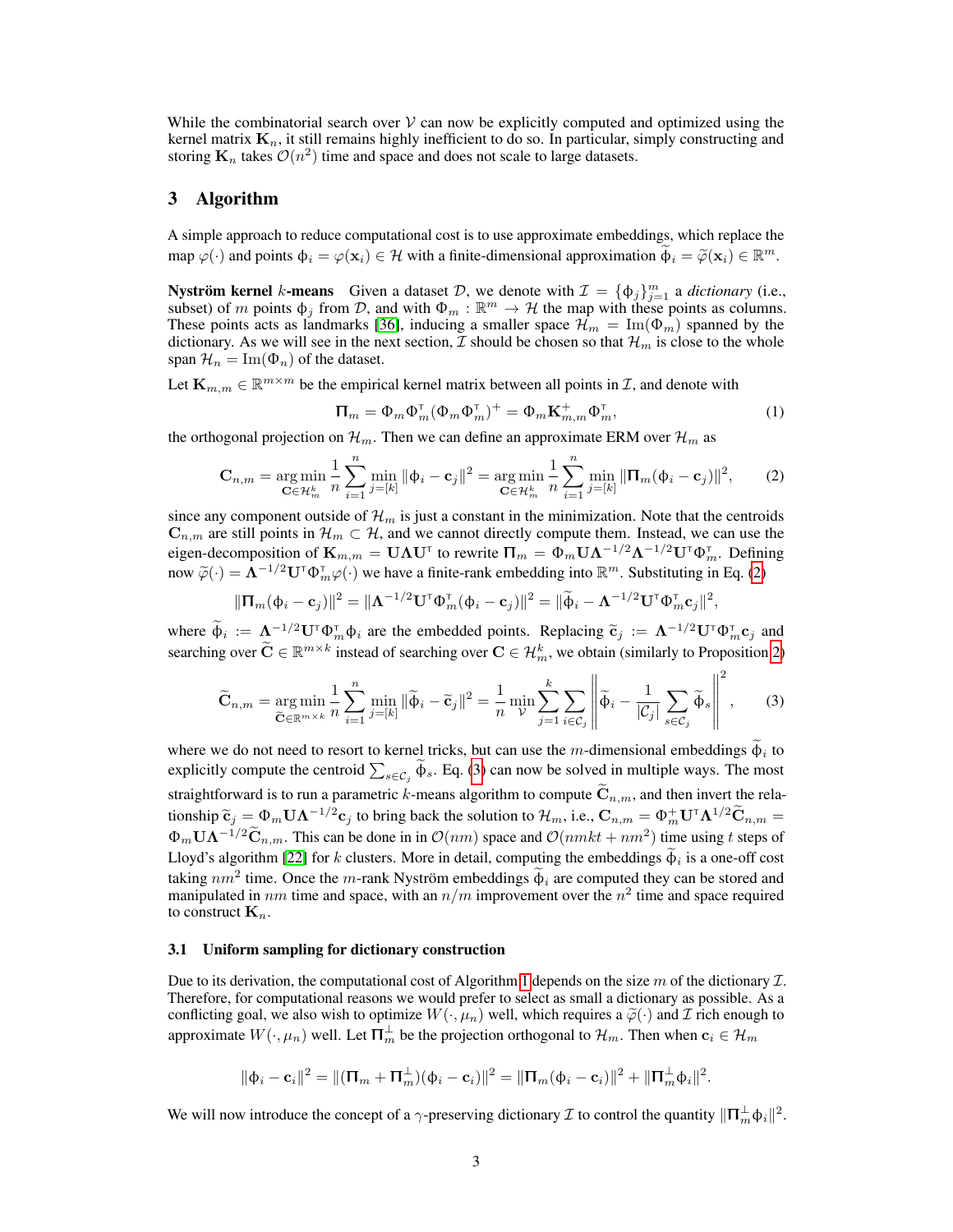While the combinatorial search over $\mathcal{V}$ can now be explicitly computed and optimized using the kernel matrix $\mathbf{K}_n$, it still remains highly inefficient to do so. In particular, simply constructing and storing $\mathbf{K}_n$ takes $\mathcal{O}(n^2)$ time and space and does not scale to large datasets.

## 3 Algorithm

A simple approach to reduce computational cost is to use approximate embeddings, which replace the map $\varphi(\cdot)$ and points $\phi_i = \varphi(\mathbf{x}_i) \in \mathcal{H}$ with a finite-dimensional approximation $\widetilde{\phi}_i = \widetilde{\varphi}(\mathbf{x}_i) \in \mathbb{R}^m$.

**Nyström kernel $k$-means** Given a dataset $\mathcal{D}$, we denote with $\mathcal{I} = \{\phi_j\}_{j=1}^m$ a *dictionary* (i.e., subset) of $m$ points $\phi_j$ from $\mathcal{D}$, and with $\Phi_m : \mathbb{R}^m \rightarrow \mathcal{H}$ the map with these points as columns. These points acts as landmarks [36], inducing a smaller space $\mathcal{H}_m = \mathrm{Im}(\Phi_m)$ spanned by the dictionary. As we will see in the next section, $\mathcal{I}$ should be chosen so that $\mathcal{H}_m$ is close to the whole span $\mathcal{H}_n = \mathrm{Im}(\Phi_n)$ of the dataset.

Let $\mathbf{K}_{m,m} \in \mathbb{R}^{m \times m}$ be the empirical kernel matrix between all points in $\mathcal{I}$, and denote with

$$
\mathbf{\Pi}_m = \Phi_m \Phi_m^\intercal (\Phi_m \Phi_m^\intercal)^+ = \Phi_m \mathbf{K}_{m,m}^+ \Phi_m^\intercal, \tag{1}
$$

the orthogonal projection on $\mathcal{H}_m$. Then we can define an approximate ERM over $\mathcal{H}_m$ as

$$
\mathbf{C}_{n,m} = \operatorname*{arg\,min}_{\mathbf{C} \in \mathcal{H}_m^k} \frac{1}{n} \sum_{i=1}^n \min_{j \in [k]} \|\phi_i - \mathbf{c}_j\|^2 = \operatorname*{arg\,min}_{\mathbf{C} \in \mathcal{H}_m^k} \frac{1}{n} \sum_{i=1}^n \min_{j \in [k]} \|\mathbf{\Pi}_m(\phi_i - \mathbf{c}_j)\|^2, \tag{2}
$$

since any component outside of $\mathcal{H}_m$ is just a constant in the minimization. Note that the centroids $\mathbf{C}_{n,m}$ are still points in $\mathcal{H}_m \subset \mathcal{H}$, and we cannot directly compute them. Instead, we can use the eigen-decomposition of $\mathbf{K}_{m,m} = \mathbf{U}\mathbf{\Lambda}\mathbf{U}^\intercal$ to rewrite $\mathbf{\Pi}_m = \Phi_m \mathbf{U}\mathbf{\Lambda}^{-1/2}\mathbf{\Lambda}^{-1/2}\mathbf{U}^\intercal\Phi_m^\intercal$. Defining now $\widetilde{\varphi}(\cdot) = \mathbf{\Lambda}^{-1/2}\mathbf{U}^\intercal\Phi_m^\intercal\varphi(\cdot)$ we have a finite-rank embedding into $\mathbb{R}^m$. Substituting in Eq. (2)

$$
\|\mathbf{\Pi}_m(\phi_i - \mathbf{c}_j)\|^2 = \|\mathbf{\Lambda}^{-1/2}\mathbf{U}^\intercal\Phi_m^\intercal(\phi_i - \mathbf{c}_j)\|^2 = \|\widetilde{\phi}_i - \mathbf{\Lambda}^{-1/2}\mathbf{U}^\intercal\Phi_m^\intercal\mathbf{c}_j\|^2,
$$

where $\widetilde{\phi}_i := \mathbf{\Lambda}^{-1/2}\mathbf{U}^\intercal\Phi_m^\intercal\phi_i$ are the embedded points. Replacing $\widetilde{\mathbf{c}}_j := \mathbf{\Lambda}^{-1/2}\mathbf{U}^\intercal\Phi_m^\intercal\mathbf{c}_j$ and searching over $\widetilde{\mathbf{C}} \in \mathbb{R}^{m \times k}$ instead of searching over $\mathbf{C} \in \mathcal{H}_m^k$, we obtain (similarly to Proposition 2)

$$
\widetilde{\mathbf{C}}_{n,m} = \operatorname*{arg\,min}_{\widetilde{\mathbf{C}} \in \mathbb{R}^{m \times k}} \frac{1}{n} \sum_{i=1}^n \min_{j \in [k]} \|\widetilde{\phi}_i - \widetilde{\mathbf{c}}_j\|^2 = \frac{1}{n} \min_{\mathcal{V}} \sum_{j=1}^k \sum_{i \in \mathcal{C}_j} \left\| \widetilde{\phi}_i - \frac{1}{|\mathcal{C}_j|} \sum_{s \in \mathcal{C}_j} \widetilde{\phi}_s \right\|^2, \tag{3}
$$

where we do not need to resort to kernel tricks, but can use the $m$-dimensional embeddings $\widetilde{\phi}_i$ to explicitly compute the centroid $\sum_{s \in \mathcal{C}_j} \widetilde{\phi}_s$. Eq. (3) can now be solved in multiple ways. The most straightforward is to run a parametric $k$-means algorithm to compute $\widetilde{\mathbf{C}}_{n,m}$, and then invert the relationship $\widetilde{\mathbf{c}}_j = \Phi_m \mathbf{U}\mathbf{\Lambda}^{-1/2}\mathbf{c}_j$ to bring back the solution to $\mathcal{H}_m$, i.e., $\mathbf{C}_{n,m} = \Phi_m^{+\intercal}\mathbf{U}^\intercal\mathbf{\Lambda}^{1/2}\widetilde{\mathbf{C}}_{n,m} = \Phi_m \mathbf{U}\mathbf{\Lambda}^{-1/2}\widetilde{\mathbf{C}}_{n,m}$. This can be done in $\mathcal{O}(nm)$ space and $\mathcal{O}(nmkt + nm^2)$ time using $t$ steps of Lloyd's algorithm [22] for $k$ clusters. More in detail, computing the embeddings $\widetilde{\phi}_i$ is a one-off cost taking $nm^2$ time. Once the $m$-rank Nyström embeddings $\widetilde{\phi}_i$ are computed they can be stored and manipulated in $nm$ time and space, with an $n/m$ improvement over the $n^2$ time and space required to construct $\mathbf{K}_n$.

### 3.1 Uniform sampling for dictionary construction

Due to its derivation, the computational cost of Algorithm 1 depends on the size $m$ of the dictionary $\mathcal{I}$. Therefore, for computational reasons we would prefer to select as small a dictionary as possible. As a conflicting goal, we also wish to optimize $W(\cdot, \mu_n)$ well, which requires a $\widetilde{\varphi}(\cdot)$ and $\mathcal{I}$ rich enough to approximate $W(\cdot, \mu_n)$ well. Let $\mathbf{\Pi}_m^\perp$ be the projection orthogonal to $\mathcal{H}_m$. Then when $\mathbf{c}_i \in \mathcal{H}_m$

$$
\|\phi_i - \mathbf{c}_i\|^2 = \|(\mathbf{\Pi}_m + \mathbf{\Pi}_m^\perp)(\phi_i - \mathbf{c}_i)\|^2 = \|\mathbf{\Pi}_m(\phi_i - \mathbf{c}_i)\|^2 + \|\mathbf{\Pi}_m^\perp\phi_i\|^2.
$$

We will now introduce the concept of a $\gamma$-preserving dictionary $\mathcal{I}$ to control the quantity $\|\mathbf{\Pi}_m^\perp\phi_i\|^2$.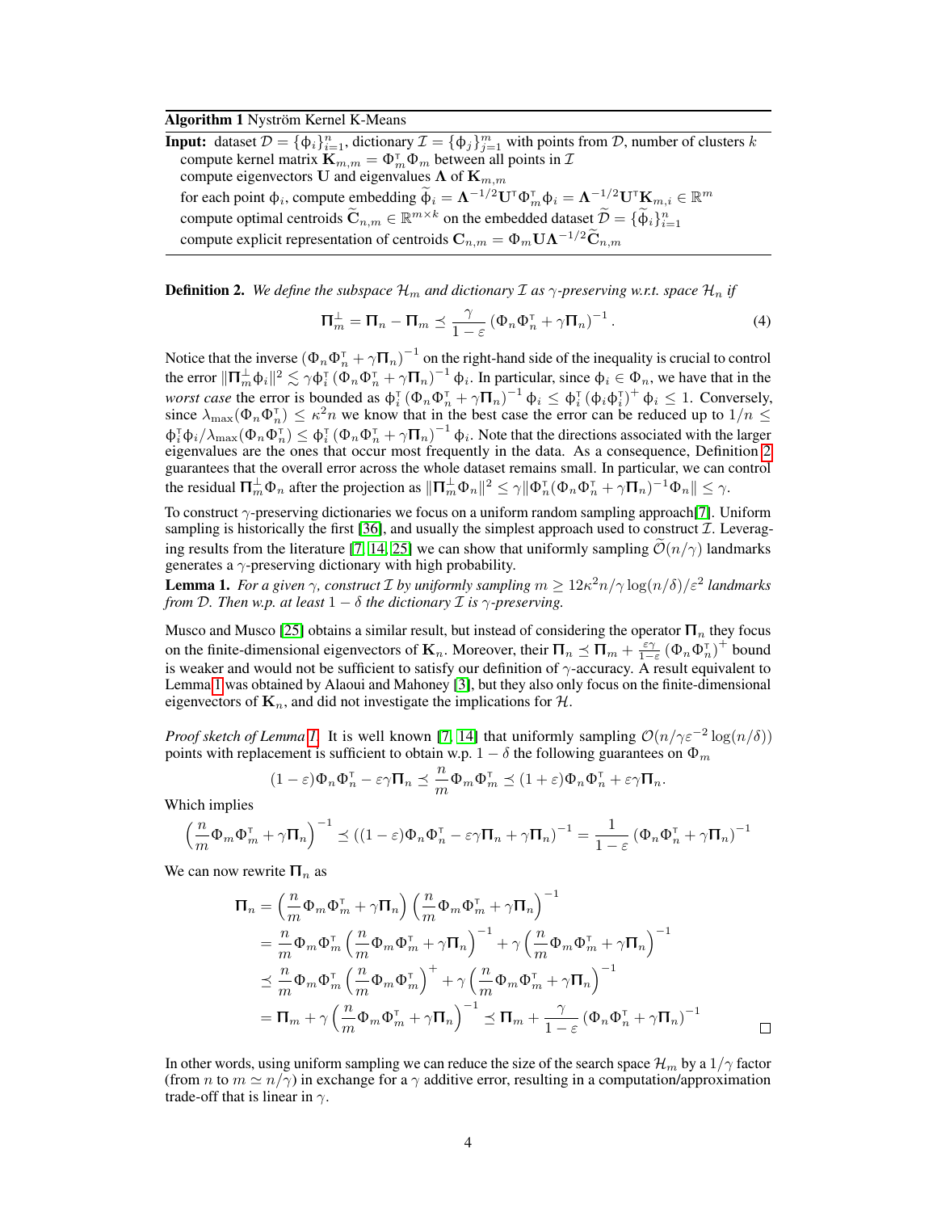**Algorithm 1** Nyström Kernel K-Means

**Input:** dataset $\mathcal{D} = \{\phi_i\}_{i=1}^n$, dictionary $\mathcal{I} = \{\phi_j\}_{j=1}^m$ with points from $\mathcal{D}$, number of clusters $k$

compute kernel matrix $\mathbf{K}_{m,m} = \Phi_m^\intercal \Phi_m$ between all points in $\mathcal{I}$

compute eigenvectors $\mathbf{U}$ and eigenvalues $\boldsymbol{\Lambda}$ of $\mathbf{K}_{m,m}$

for each point $\phi_i$, compute embedding $\widetilde{\phi}_i = \boldsymbol{\Lambda}^{-1/2}\mathbf{U}^\intercal\Phi_m^\intercal\phi_i = \boldsymbol{\Lambda}^{-1/2}\mathbf{U}^\intercal\mathbf{K}_{m,i} \in \mathbb{R}^m$

compute optimal centroids $\widetilde{\mathbf{C}}_{n,m} \in \mathbb{R}^{m\times k}$ on the embedded dataset $\widetilde{\mathcal{D}} = \{\widetilde{\phi}_i\}_{i=1}^n$

compute explicit representation of centroids $\mathbf{C}_{n,m} = \Phi_m\mathbf{U}\boldsymbol{\Lambda}^{-1/2}\widetilde{\mathbf{C}}_{n,m}$

**Definition 2.** *We define the subspace $\mathcal{H}_m$ and dictionary $\mathcal{I}$ as $\gamma$-preserving w.r.t. space $\mathcal{H}_n$ if*

$$\boldsymbol{\Pi}_m^\perp = \boldsymbol{\Pi}_n - \boldsymbol{\Pi}_m \preceq \frac{\gamma}{1-\varepsilon}\left(\Phi_n\Phi_n^\intercal + \gamma\boldsymbol{\Pi}_n\right)^{-1}. \quad (4)$$

Notice that the inverse $\left(\Phi_n\Phi_n^\intercal + \gamma\boldsymbol{\Pi}_n\right)^{-1}$ on the right-hand side of the inequality is crucial to control the error $\|\boldsymbol{\Pi}_m^\perp\phi_i\|^2 \lesssim \gamma\phi_i^\intercal\left(\Phi_n\Phi_n^\intercal + \gamma\boldsymbol{\Pi}_n\right)^{-1}\phi_i$. In particular, since $\phi_i \in \Phi_n$, we have that in the *worst case* the error is bounded as $\phi_i^\intercal\left(\Phi_n\Phi_n^\intercal + \gamma\boldsymbol{\Pi}_n\right)^{-1}\phi_i \leq \phi_i^\intercal\left(\phi_i\phi_i^\intercal\right)^+\phi_i \leq 1$. Conversely, since $\lambda_{\max}(\Phi_n\Phi_n^\intercal) \leq \kappa^2 n$ we know that in the best case the error can be reduced up to $1/n \leq \phi_i^\intercal\phi_i/\lambda_{\max}(\Phi_n\Phi_n^\intercal) \leq \phi_i^\intercal\left(\Phi_n\Phi_n^\intercal + \gamma\boldsymbol{\Pi}_n\right)^{-1}\phi_i$. Note that the directions associated with the larger eigenvalues are the ones that occur most frequently in the data. As a consequence, Definition 2 guarantees that the overall error across the whole dataset remains small. In particular, we can control the residual $\boldsymbol{\Pi}_m^\perp\Phi_n$ after the projection as $\|\boldsymbol{\Pi}_m^\perp\Phi_n\|^2 \leq \gamma\|\Phi_n^\intercal(\Phi_n\Phi_n^\intercal + \gamma\boldsymbol{\Pi}_n)^{-1}\Phi_n\| \leq \gamma$.

To construct $\gamma$-preserving dictionaries we focus on a uniform random sampling approach[7]. Uniform sampling is historically the first [36], and usually the simplest approach used to construct $\mathcal{I}$. Leveraging results from the literature [7, 14, 25] we can show that uniformly sampling $\widetilde{\mathcal{O}}(n/\gamma)$ landmarks generates a $\gamma$-preserving dictionary with high probability.

**Lemma 1.** *For a given $\gamma$, construct $\mathcal{I}$ by uniformly sampling $m \geq 12\kappa^2 n/\gamma\log(n/\delta)/\varepsilon^2$ landmarks from $\mathcal{D}$. Then w.p. at least $1-\delta$ the dictionary $\mathcal{I}$ is $\gamma$-preserving.*

Musco and Musco [25] obtains a similar result, but instead of considering the operator $\boldsymbol{\Pi}_n$ they focus on the finite-dimensional eigenvectors of $\mathbf{K}_n$. Moreover, their $\boldsymbol{\Pi}_n \preceq \boldsymbol{\Pi}_m + \frac{\varepsilon\gamma}{1-\varepsilon}\left(\Phi_n\Phi_n^\intercal\right)^+$ bound is weaker and would not be sufficient to satisfy our definition of $\gamma$-accuracy. A result equivalent to Lemma 1 was obtained by Alaoui and Mahoney [3], but they also only focus on the finite-dimensional eigenvectors of $\mathbf{K}_n$, and did not investigate the implications for $\mathcal{H}$.

*Proof sketch of Lemma 1.* It is well known [7, 14] that uniformly sampling $\mathcal{O}(n/\gamma\varepsilon^{-2}\log(n/\delta))$ points with replacement is sufficient to obtain w.p. $1-\delta$ the following guarantees on $\Phi_m$

$$(1-\varepsilon)\Phi_n\Phi_n^\intercal - \varepsilon\gamma\boldsymbol{\Pi}_n \preceq \frac{n}{m}\Phi_m\Phi_m^\intercal \preceq (1+\varepsilon)\Phi_n\Phi_n^\intercal + \varepsilon\gamma\boldsymbol{\Pi}_n.$$

Which implies

$$\left(\frac{n}{m}\Phi_m\Phi_m^\intercal + \gamma\boldsymbol{\Pi}_n\right)^{-1} \preceq \left((1-\varepsilon)\Phi_n\Phi_n^\intercal - \varepsilon\gamma\boldsymbol{\Pi}_n + \gamma\boldsymbol{\Pi}_n\right)^{-1} = \frac{1}{1-\varepsilon}\left(\Phi_n\Phi_n^\intercal + \gamma\boldsymbol{\Pi}_n\right)^{-1}$$

We can now rewrite $\boldsymbol{\Pi}_n$ as

$$\begin{aligned}
\boldsymbol{\Pi}_n &= \left(\frac{n}{m}\Phi_m\Phi_m^\intercal + \gamma\boldsymbol{\Pi}_n\right)\left(\frac{n}{m}\Phi_m\Phi_m^\intercal + \gamma\boldsymbol{\Pi}_n\right)^{-1} \\
&= \frac{n}{m}\Phi_m\Phi_m^\intercal\left(\frac{n}{m}\Phi_m\Phi_m^\intercal + \gamma\boldsymbol{\Pi}_n\right)^{-1} + \gamma\left(\frac{n}{m}\Phi_m\Phi_m^\intercal + \gamma\boldsymbol{\Pi}_n\right)^{-1} \\
&\preceq \frac{n}{m}\Phi_m\Phi_m^\intercal\left(\frac{n}{m}\Phi_m\Phi_m^\intercal\right)^+ + \gamma\left(\frac{n}{m}\Phi_m\Phi_m^\intercal + \gamma\boldsymbol{\Pi}_n\right)^{-1} \\
&= \boldsymbol{\Pi}_m + \gamma\left(\frac{n}{m}\Phi_m\Phi_m^\intercal + \gamma\boldsymbol{\Pi}_n\right)^{-1} \preceq \boldsymbol{\Pi}_m + \frac{\gamma}{1-\varepsilon}\left(\Phi_n\Phi_n^\intercal + \gamma\boldsymbol{\Pi}_n\right)^{-1}
\end{aligned}$$

□

In other words, using uniform sampling we can reduce the size of the search space $\mathcal{H}_m$ by a $1/\gamma$ factor (from $n$ to $m \simeq n/\gamma$) in exchange for a $\gamma$ additive error, resulting in a computation/approximation trade-off that is linear in $\gamma$.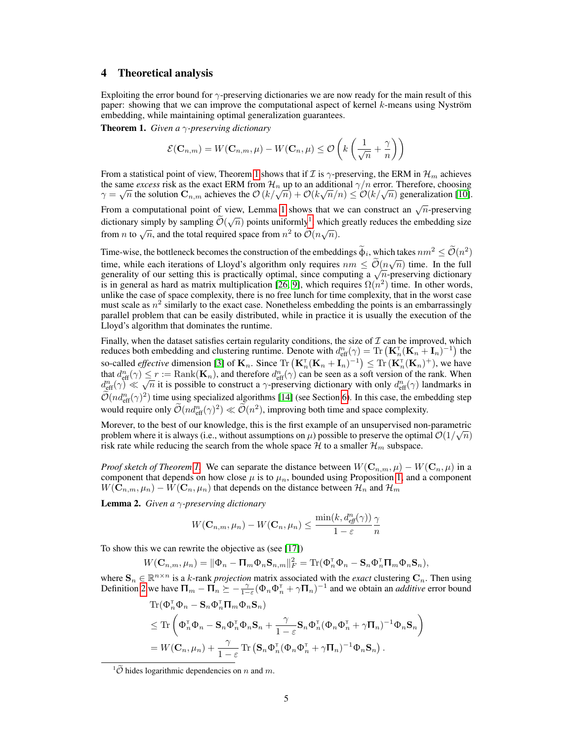## 4 Theoretical analysis

Exploiting the error bound for $\gamma$-preserving dictionaries we are now ready for the main result of this paper: showing that we can improve the computational aspect of kernel $k$-means using Nyström embedding, while maintaining optimal generalization guarantees.

**Theorem 1.** *Given a $\gamma$-preserving dictionary*

$$\mathcal{E}(\mathbf{C}_{n,m}) = W(\mathbf{C}_{n,m}, \mu) - W(\mathbf{C}_n, \mu) \leq \mathcal{O}\left(k\left(\frac{1}{\sqrt{n}} + \frac{\gamma}{n}\right)\right)$$

From a statistical point of view, Theorem 1 shows that if $\mathcal{I}$ is $\gamma$-preserving, the ERM in $\mathcal{H}_m$ achieves the same *excess* risk as the exact ERM from $\mathcal{H}_n$ up to an additional $\gamma/n$ error. Therefore, choosing $\gamma = \sqrt{n}$ the solution $\mathbf{C}_{n,m}$ achieves the $\mathcal{O}(k/\sqrt{n}) + \mathcal{O}(k\sqrt{n}/n) \leq \mathcal{O}(k/\sqrt{n})$ generalization [10].

From a computational point of view, Lemma 1 shows that we can construct an $\sqrt{n}$-preserving dictionary simply by sampling $\widetilde{\mathcal{O}}(\sqrt{n})$ points uniformly[1], which greatly reduces the embedding size from $n$ to $\sqrt{n}$, and the total required space from $n^2$ to $\widetilde{\mathcal{O}}(n\sqrt{n})$.

Time-wise, the bottleneck becomes the construction of the embeddings $\widetilde{\phi}_i$, which takes $nm^2 \leq \widetilde{\mathcal{O}}(n^2)$ time, while each iterations of Lloyd's algorithm only requires $nm \leq \widetilde{\mathcal{O}}(n\sqrt{n})$ time. In the full generality of our setting this is practically optimal, since computing a $\sqrt{n}$-preserving dictionary is in general as hard as matrix multiplication [26, 9], which requires $\Omega(n^2)$ time. In other words, unlike the case of space complexity, there is no free lunch for time complexity, that in the worst case must scale as $n^2$ similarly to the exact case. Nonetheless embedding the points is an embarrassingly parallel problem that can be easily distributed, while in practice it is usually the execution of the Lloyd's algorithm that dominates the runtime.

Finally, when the dataset satisfies certain regularity conditions, the size of $\mathcal{I}$ can be improved, which reduces both embedding and clustering runtime. Denote with $d_{\text{eff}}^n(\gamma) = \operatorname{Tr}\left(\mathbf{K}_n^{\intercal}(\mathbf{K}_n + \mathbf{I}_n)^{-1}\right)$ the so-called *effective* dimension [3] of $\mathbf{K}_n$. Since $\operatorname{Tr}\left(\mathbf{K}_n^{\intercal}(\mathbf{K}_n + \mathbf{I}_n)^{-1}\right) \leq \operatorname{Tr}\left(\mathbf{K}_n^{\intercal}(\mathbf{K}_n)^{+}\right)$, we have that $d_{\text{eff}}^n(\gamma) \leq r := \operatorname{Rank}(\mathbf{K}_n)$, and therefore $d_{\text{eff}}^n(\gamma)$ can be seen as a soft version of the rank. When $d_{\text{eff}}^n(\gamma) \ll \sqrt{n}$ it is possible to construct a $\gamma$-preserving dictionary with only $d_{\text{eff}}^n(\gamma)$ landmarks in $\widetilde{\mathcal{O}}(nd_{\text{eff}}^n(\gamma)^2)$ time using specialized algorithms [14] (see Section 6). In this case, the embedding step would require only $\widetilde{\mathcal{O}}(nd_{\text{eff}}^n(\gamma)^2) \ll \widetilde{\mathcal{O}}(n^2)$, improving both time and space complexity.

Morever, to the best of our knowledge, this is the first example of an unsupervised non-parametric problem where it is always (i.e., without assumptions on $\mu$) possible to preserve the optimal $\mathcal{O}(1/\sqrt{n})$ risk rate while reducing the search from the whole space $\mathcal{H}$ to a smaller $\mathcal{H}_m$ subspace.

*Proof sketch of Theorem 1.* We can separate the distance between $W(\mathbf{C}_{n,m}, \mu) - W(\mathbf{C}_n, \mu)$ in a component that depends on how close $\mu$ is to $\mu_n$, bounded using Proposition 1, and a component $W(\mathbf{C}_{n,m}, \mu_n) - W(\mathbf{C}_n, \mu_n)$ that depends on the distance between $\mathcal{H}_n$ and $\mathcal{H}_m$

**Lemma 2.** *Given a $\gamma$-preserving dictionary*

$$W(\mathbf{C}_{n,m}, \mu_n) - W(\mathbf{C}_n, \mu_n) \leq \frac{\min(k, d_{\textit{eff}}^n(\gamma))}{1-\varepsilon}\frac{\gamma}{n}$$

To show this we can rewrite the objective as (see [17])

$$W(\mathbf{C}_{n,m}, \mu_n) = \|\Phi_n - \mathbf{\Pi}_m \Phi_n \mathbf{S}_{n,m}\|_F^2 = \operatorname{Tr}(\Phi_n^{\intercal}\Phi_n - \mathbf{S}_n \Phi_n^{\intercal}\mathbf{\Pi}_m \Phi_n \mathbf{S}_n),$$

where $\mathbf{S}_n \in \mathbb{R}^{n \times n}$ is a $k$-rank *projection* matrix associated with the *exact* clustering $\mathbf{C}_n$. Then using Definition 2 we have $\mathbf{\Pi}_m - \mathbf{\Pi}_n \succeq -\frac{\gamma}{1-\varepsilon}(\Phi_n\Phi_n^{\intercal} + \gamma\mathbf{\Pi}_n)^{-1}$ and we obtain an *additive* error bound

$$\begin{aligned}
&\operatorname{Tr}(\Phi_n^{\intercal}\Phi_n - \mathbf{S}_n \Phi_n^{\intercal}\mathbf{\Pi}_m \Phi_n \mathbf{S}_n) \\
&\leq \operatorname{Tr}\left(\Phi_n^{\intercal}\Phi_n - \mathbf{S}_n \Phi_n^{\intercal}\Phi_n \mathbf{S}_n + \frac{\gamma}{1-\varepsilon}\mathbf{S}_n \Phi_n^{\intercal}(\Phi_n\Phi_n^{\intercal} + \gamma\mathbf{\Pi}_n)^{-1}\Phi_n \mathbf{S}_n\right) \\
&= W(\mathbf{C}_n, \mu_n) + \frac{\gamma}{1-\varepsilon}\operatorname{Tr}\left(\mathbf{S}_n \Phi_n^{\intercal}(\Phi_n\Phi_n^{\intercal} + \gamma\mathbf{\Pi}_n)^{-1}\Phi_n \mathbf{S}_n\right).
\end{aligned}$$

[1] $\widetilde{\mathcal{O}}$ hides logarithmic dependencies on $n$ and $m$.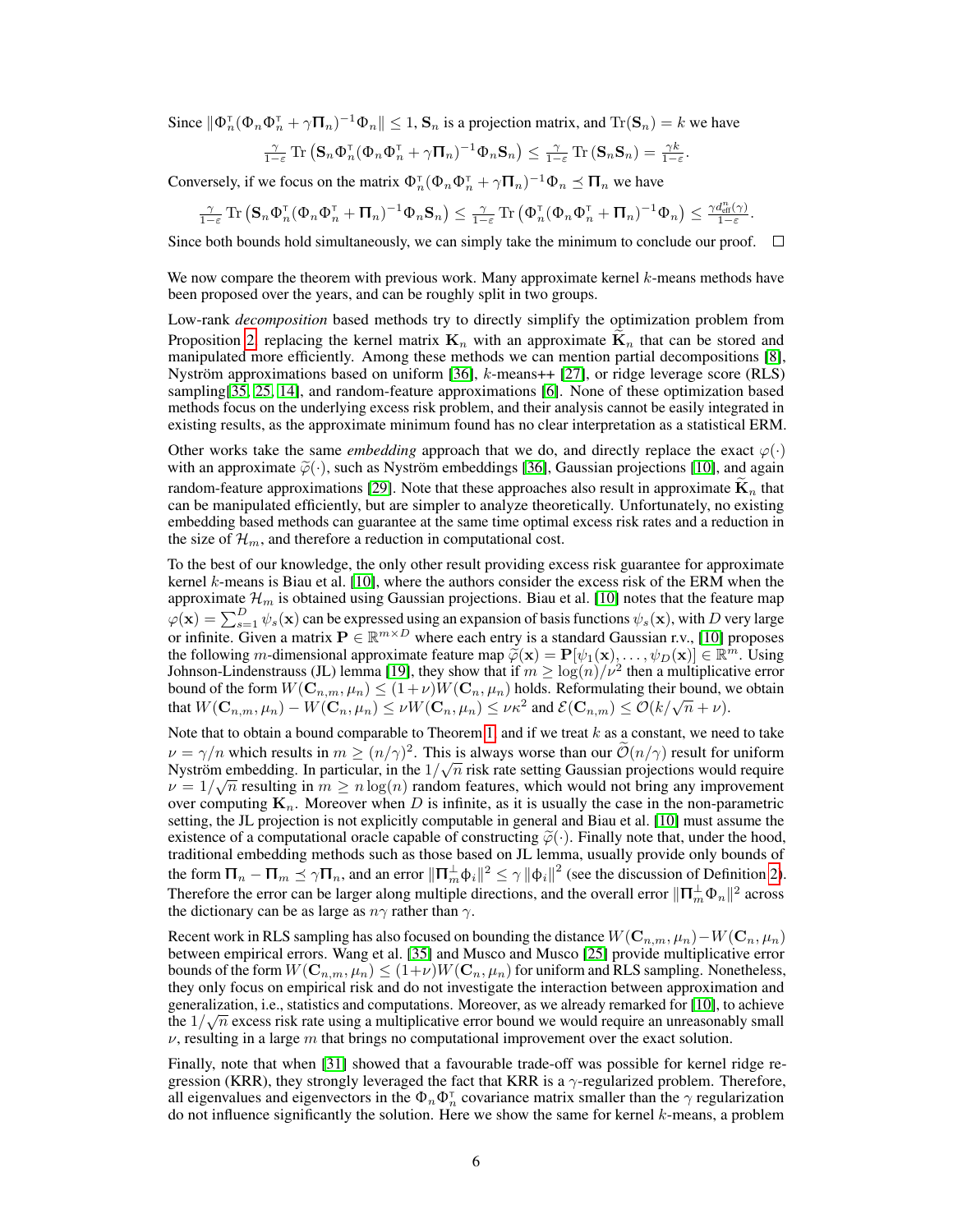Since $\|\Phi_n^{\intercal}(\Phi_n\Phi_n^{\intercal} + \gamma\mathbf{\Pi}_n)^{-1}\Phi_n\| \leq 1$, $\mathbf{S}_n$ is a projection matrix, and $\mathrm{Tr}(\mathbf{S}_n) = k$ we have

$$\tfrac{\gamma}{1-\varepsilon}\,\mathrm{Tr}\left(\mathbf{S}_n\Phi_n^{\intercal}(\Phi_n\Phi_n^{\intercal} + \gamma\mathbf{\Pi}_n)^{-1}\Phi_n\mathbf{S}_n\right) \leq \tfrac{\gamma}{1-\varepsilon}\,\mathrm{Tr}\left(\mathbf{S}_n\mathbf{S}_n\right) = \tfrac{\gamma k}{1-\varepsilon}.$$

Conversely, if we focus on the matrix $\Phi_n^{\intercal}(\Phi_n\Phi_n^{\intercal} + \gamma\mathbf{\Pi}_n)^{-1}\Phi_n \preceq \mathbf{\Pi}_n$ we have

$$\tfrac{\gamma}{1-\varepsilon}\,\mathrm{Tr}\left(\mathbf{S}_n\Phi_n^{\intercal}(\Phi_n\Phi_n^{\intercal} + \mathbf{\Pi}_n)^{-1}\Phi_n\mathbf{S}_n\right) \leq \tfrac{\gamma}{1-\varepsilon}\,\mathrm{Tr}\left(\Phi_n^{\intercal}(\Phi_n\Phi_n^{\intercal} + \mathbf{\Pi}_n)^{-1}\Phi_n\right) \leq \tfrac{\gamma d_{\text{eff}}^n(\gamma)}{1-\varepsilon}.$$

Since both bounds hold simultaneously, we can simply take the minimum to conclude our proof. □

We now compare the theorem with previous work. Many approximate kernel $k$-means methods have been proposed over the years, and can be roughly split in two groups.

Low-rank *decomposition* based methods try to directly simplify the optimization problem from Proposition 2, replacing the kernel matrix $\mathbf{K}_n$ with an approximate $\widetilde{\mathbf{K}}_n$ that can be stored and manipulated more efficiently. Among these methods we can mention partial decompositions [8], Nyström approximations based on uniform [36], $k$-means++ [27], or ridge leverage score (RLS) sampling[35, 25, 14], and random-feature approximations [6]. None of these optimization based methods focus on the underlying excess risk problem, and their analysis cannot be easily integrated in existing results, as the approximate minimum found has no clear interpretation as a statistical ERM.

Other works take the same *embedding* approach that we do, and directly replace the exact $\varphi(\cdot)$ with an approximate $\widetilde{\varphi}(\cdot)$, such as Nyström embeddings [36], Gaussian projections [10], and again random-feature approximations [29]. Note that these approaches also result in approximate $\widetilde{\mathbf{K}}_n$ that can be manipulated efficiently, but are simpler to analyze theoretically. Unfortunately, no existing embedding based methods can guarantee at the same time optimal excess risk rates and a reduction in the size of $\mathcal{H}_m$, and therefore a reduction in computational cost.

To the best of our knowledge, the only other result providing excess risk guarantee for approximate kernel $k$-means is Biau et al. [10], where the authors consider the excess risk of the ERM when the approximate $\mathcal{H}_m$ is obtained using Gaussian projections. Biau et al. [10] notes that the feature map $\varphi(\mathbf{x}) = \sum_{s=1}^{D}\psi_s(\mathbf{x})$ can be expressed using an expansion of basis functions $\psi_s(\mathbf{x})$, with $D$ very large or infinite. Given a matrix $\mathbf{P} \in \mathbb{R}^{m\times D}$ where each entry is a standard Gaussian r.v., [10] proposes the following $m$-dimensional approximate feature map $\widetilde{\varphi}(\mathbf{x}) = \mathbf{P}[\psi_1(\mathbf{x}), \dots, \psi_D(\mathbf{x})] \in \mathbb{R}^m$. Using Johnson-Lindenstrauss (JL) lemma [19], they show that if $m \geq \log(n)/\nu^2$ then a multiplicative error bound of the form $W(\mathbf{C}_{n,m}, \mu_n) \leq (1+\nu)W(\mathbf{C}_n, \mu_n)$ holds. Reformulating their bound, we obtain that $W(\mathbf{C}_{n,m}, \mu_n) - W(\mathbf{C}_n, \mu_n) \leq \nu W(\mathbf{C}_n, \mu_n) \leq \nu\kappa^2$ and $\mathcal{E}(\mathbf{C}_{n,m}) \leq \mathcal{O}(k/\sqrt{n} + \nu)$.

Note that to obtain a bound comparable to Theorem 1, and if we treat $k$ as a constant, we need to take $\nu = \gamma/n$ which results in $m \geq (n/\gamma)^2$. This is always worse than our $\widetilde{\mathcal{O}}(n/\gamma)$ result for uniform Nyström embedding. In particular, in the $1/\sqrt{n}$ risk rate setting Gaussian projections would require $\nu = 1/\sqrt{n}$ resulting in $m \geq n\log(n)$ random features, which would not bring any improvement over computing $\mathbf{K}_n$. Moreover when $D$ is infinite, as it is usually the case in the non-parametric setting, the JL projection is not explicitly computable in general and Biau et al. [10] must assume the existence of a computational oracle capable of constructing $\widetilde{\varphi}(\cdot)$. Finally note that, under the hood, traditional embedding methods such as those based on JL lemma, usually provide only bounds of the form $\mathbf{\Pi}_n - \mathbf{\Pi}_m \preceq \gamma\mathbf{\Pi}_n$, and an error $\|\mathbf{\Pi}_m^{\perp}\phi_i\|^2 \leq \gamma\|\phi_i\|^2$ (see the discussion of Definition 2). Therefore the error can be larger along multiple directions, and the overall error $\|\mathbf{\Pi}_m^{\perp}\Phi_n\|^2$ across the dictionary can be as large as $n\gamma$ rather than $\gamma$.

Recent work in RLS sampling has also focused on bounding the distance $W(\mathbf{C}_{n,m}, \mu_n) - W(\mathbf{C}_n, \mu_n)$ between empirical errors. Wang et al. [35] and Musco and Musco [25] provide multiplicative error bounds of the form $W(\mathbf{C}_{n,m}, \mu_n) \leq (1+\nu)W(\mathbf{C}_n, \mu_n)$ for uniform and RLS sampling. Nonetheless, they only focus on empirical risk and do not investigate the interaction between approximation and generalization, i.e., statistics and computations. Moreover, as we already remarked for [10], to achieve the $1/\sqrt{n}$ excess risk rate using a multiplicative error bound we would require an unreasonably small $\nu$, resulting in a large $m$ that brings no computational improvement over the exact solution.

Finally, note that when [31] showed that a favourable trade-off was possible for kernel ridge regression (KRR), they strongly leveraged the fact that KRR is a $\gamma$-regularized problem. Therefore, all eigenvalues and eigenvectors in the $\Phi_n\Phi_n^{\intercal}$ covariance matrix smaller than the $\gamma$ regularization do not influence significantly the solution. Here we show the same for kernel $k$-means, a problem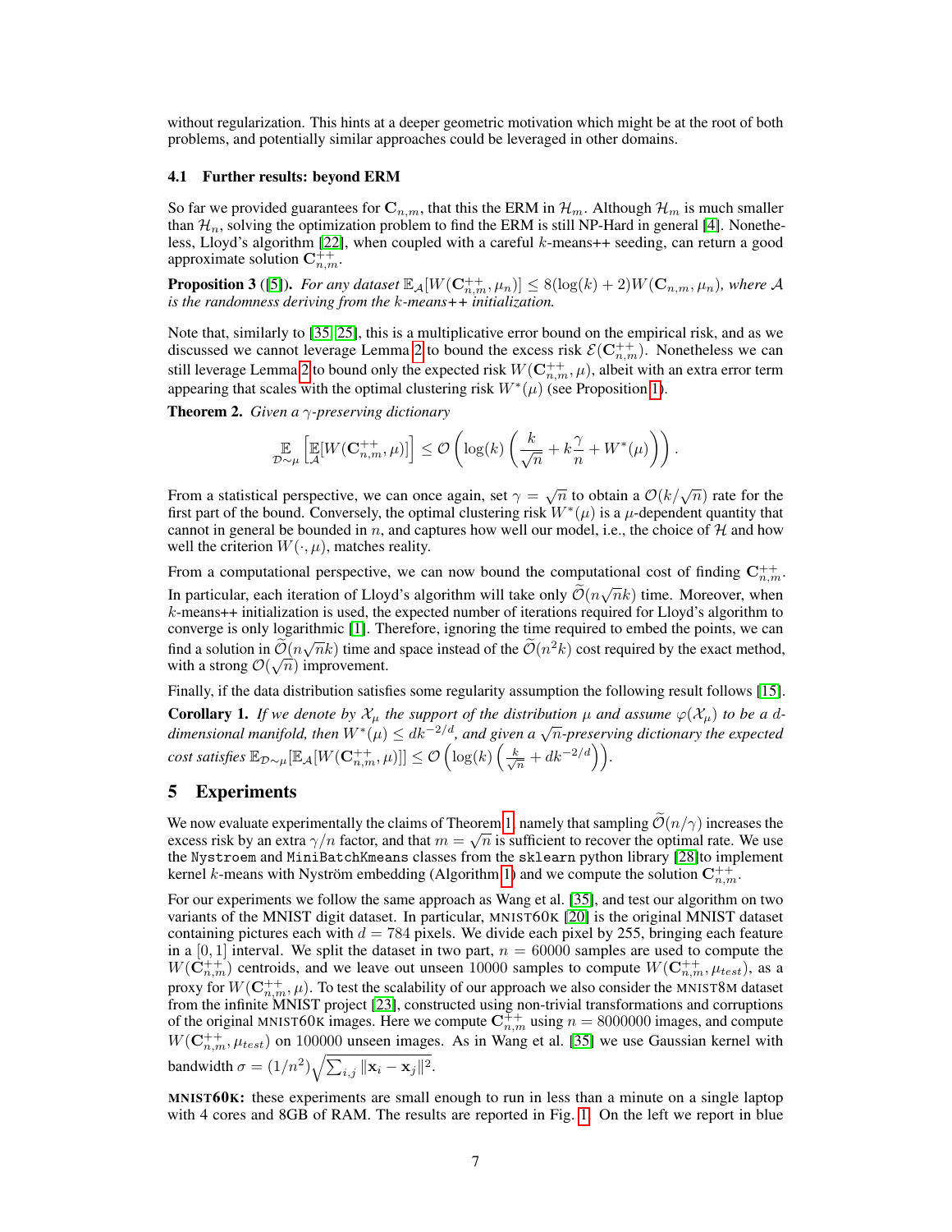without regularization. This hints at a deeper geometric motivation which might be at the root of both problems, and potentially similar approaches could be leveraged in other domains.

### 4.1 Further results: beyond ERM

So far we provided guarantees for $\mathbf{C}_{n,m}$, that this the ERM in $\mathcal{H}_m$. Although $\mathcal{H}_m$ is much smaller than $\mathcal{H}_n$, solving the optimization problem to find the ERM is still NP-Hard in general [4]. Nonetheless, Lloyd's algorithm [22], when coupled with a careful $k$-means++ seeding, can return a good approximate solution $\mathbf{C}_{n,m}^{++}$.

**Proposition 3** ([5])**.** *For any dataset* $\mathbb{E}_{\mathcal{A}}[W(\mathbf{C}_{n,m}^{++}, \mu_n)] \leq 8(\log(k) + 2)W(\mathbf{C}_{n,m}, \mu_n)$*, where* $\mathcal{A}$ *is the randomness deriving from the* $k$*-means++ initialization.*

Note that, similarly to [35, 25], this is a multiplicative error bound on the empirical risk, and as we discussed we cannot leverage Lemma 2 to bound the excess risk $\mathcal{E}(\mathbf{C}_{n,m}^{++})$. Nonetheless we can still leverage Lemma 2 to bound only the expected risk $W(\mathbf{C}_{n,m}^{++}, \mu)$, albeit with an extra error term appearing that scales with the optimal clustering risk $W^*(\mu)$ (see Proposition 1).

**Theorem 2.** *Given a* $\gamma$*-preserving dictionary*

$$\mathop{\mathbb{E}}_{\mathcal{D}\sim\mu}\left[\mathop{\mathbb{E}}_{\mathcal{A}}[W(\mathbf{C}_{n,m}^{++}, \mu)]\right] \leq \mathcal{O}\left(\log(k)\left(\frac{k}{\sqrt{n}} + k\frac{\gamma}{n} + W^*(\mu)\right)\right).$$

From a statistical perspective, we can once again, set $\gamma = \sqrt{n}$ to obtain a $\mathcal{O}(k/\sqrt{n})$ rate for the first part of the bound. Conversely, the optimal clustering risk $W^*(\mu)$ is a $\mu$-dependent quantity that cannot in general be bounded in $n$, and captures how well our model, i.e., the choice of $\mathcal{H}$ and how well the criterion $W(\cdot, \mu)$, matches reality.

From a computational perspective, we can now bound the computational cost of finding $\mathbf{C}_{n,m}^{++}$. In particular, each iteration of Lloyd's algorithm will take only $\widetilde{\mathcal{O}}(n\sqrt{n}k)$ time. Moreover, when $k$-means++ initialization is used, the expected number of iterations required for Lloyd's algorithm to converge is only logarithmic [1]. Therefore, ignoring the time required to embed the points, we can find a solution in $\widetilde{\mathcal{O}}(n\sqrt{n}k)$ time and space instead of the $\widetilde{\mathcal{O}}(n^2k)$ cost required by the exact method, with a strong $\mathcal{O}(\sqrt{n})$ improvement.

Finally, if the data distribution satisfies some regularity assumption the following result follows [15].

**Corollary 1.** *If we denote by* $\mathcal{X}_\mu$ *the support of the distribution* $\mu$ *and assume* $\varphi(\mathcal{X}_\mu)$ *to be a* $d$*-dimensional manifold, then* $W^*(\mu) \leq dk^{-2/d}$*, and given a* $\sqrt{n}$*-preserving dictionary the expected cost satisfies* $\mathbb{E}_{\mathcal{D}\sim\mu}[\mathbb{E}_{\mathcal{A}}[W(\mathbf{C}_{n,m}^{++}, \mu)]] \leq \mathcal{O}\left(\log(k)\left(\frac{k}{\sqrt{n}} + dk^{-2/d}\right)\right)$.

## 5 Experiments

We now evaluate experimentally the claims of Theorem 1, namely that sampling $\widetilde{\mathcal{O}}(n/\gamma)$ increases the excess risk by an extra $\gamma/n$ factor, and that $m = \sqrt{n}$ is sufficient to recover the optimal rate. We use the `Nystroem` and `MiniBatchKmeans` classes from the `sklearn` python library [28]to implement kernel $k$-means with Nyström embedding (Algorithm 1) and we compute the solution $\mathbf{C}_{n,m}^{++}$.

For our experiments we follow the same approach as Wang et al. [35], and test our algorithm on two variants of the MNIST digit dataset. In particular, MNIST60K [20] is the original MNIST dataset containing pictures each with $d = 784$ pixels. We divide each pixel by 255, bringing each feature in a $[0, 1]$ interval. We split the dataset in two part, $n = 60000$ samples are used to compute the $W(\mathbf{C}_{n,m}^{++})$ centroids, and we leave out unseen 10000 samples to compute $W(\mathbf{C}_{n,m}^{++}, \mu_{test})$, as a proxy for $W(\mathbf{C}_{n,m}^{++}, \mu)$. To test the scalability of our approach we also consider the MNIST8M dataset from the infinite MNIST project [23], constructed using non-trivial transformations and corruptions of the original MNIST60K images. Here we compute $\mathbf{C}_{n,m}^{++}$ using $n = 8000000$ images, and compute $W(\mathbf{C}_{n,m}^{++}, \mu_{test})$ on 100000 unseen images. As in Wang et al. [35] we use Gaussian kernel with bandwidth $\sigma = (1/n^2)\sqrt{\sum_{i,j} \|\mathbf{x}_i - \mathbf{x}_j\|^2}$.

**MNIST60K:** these experiments are small enough to run in less than a minute on a single laptop with 4 cores and 8GB of RAM. The results are reported in Fig. 1. On the left we report in blue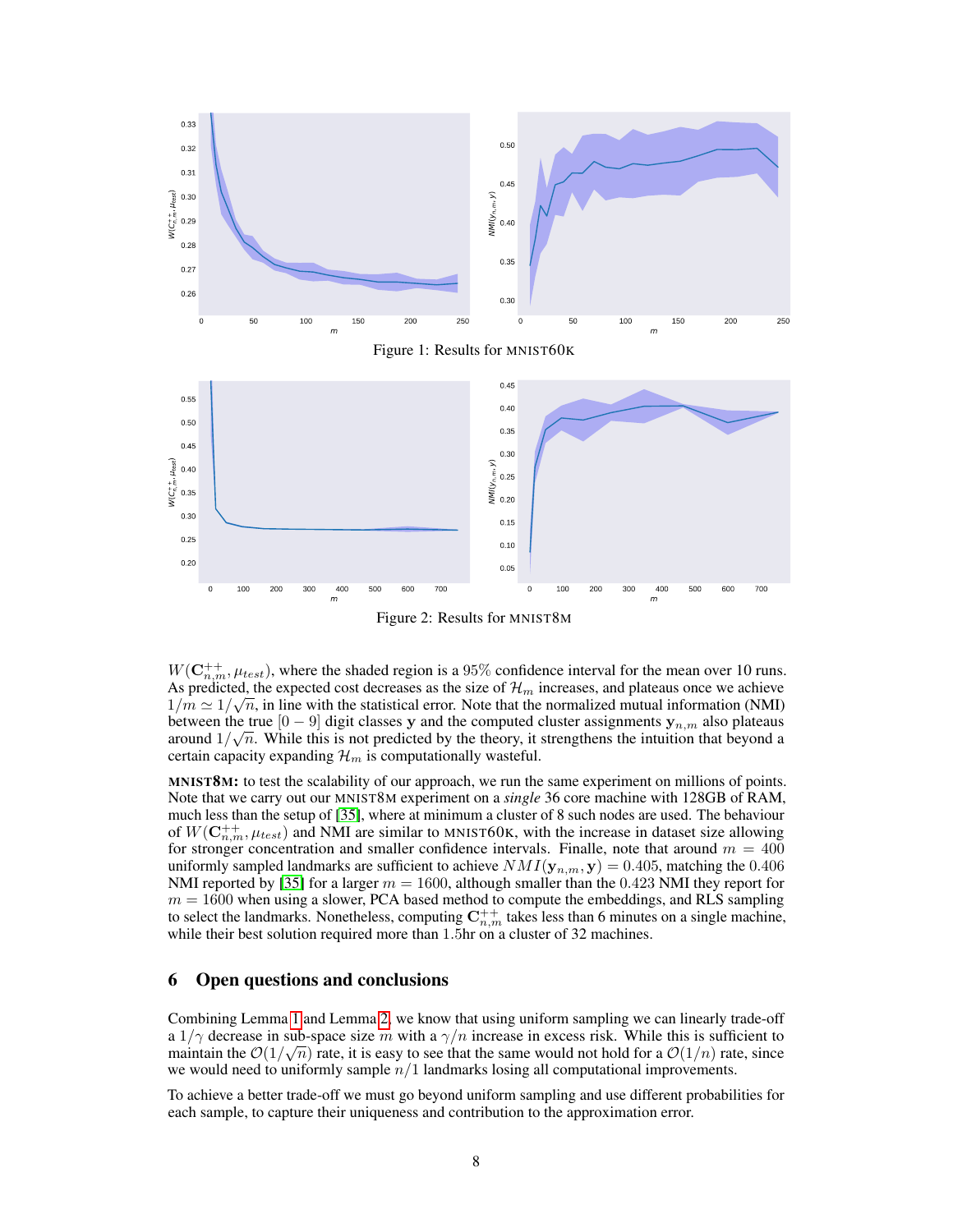Figure 1: Results for MNIST60K

Figure 2: Results for MNIST8M

$W(\mathbf{C}^{++}_{n,m}, \mu_{test})$, where the shaded region is a 95% confidence interval for the mean over 10 runs. As predicted, the expected cost decreases as the size of $\mathcal{H}_m$ increases, and plateaus once we achieve $1/m \simeq 1/\sqrt{n}$, in line with the statistical error. Note that the normalized mutual information (NMI) between the true $[0-9]$ digit classes $\mathbf{y}$ and the computed cluster assignments $\mathbf{y}_{n,m}$ also plateaus around $1/\sqrt{n}$. While this is not predicted by the theory, it strengthens the intuition that beyond a certain capacity expanding $\mathcal{H}_m$ is computationally wasteful.

**MNIST8M:** to test the scalability of our approach, we run the same experiment on millions of points. Note that we carry out our MNIST8M experiment on a *single* 36 core machine with 128GB of RAM, much less than the setup of [35], where at minimum a cluster of 8 such nodes are used. The behaviour of $W(\mathbf{C}^{++}_{n,m}, \mu_{test})$ and NMI are similar to MNIST60K, with the increase in dataset size allowing for stronger concentration and smaller confidence intervals. Finalle, note that around $m = 400$ uniformly sampled landmarks are sufficient to achieve $NMI(\mathbf{y}_{n,m}, \mathbf{y}) = 0.405$, matching the 0.406 NMI reported by [35] for a larger $m = 1600$, although smaller than the 0.423 NMI they report for $m = 1600$ when using a slower, PCA based method to compute the embeddings, and RLS sampling to select the landmarks. Nonetheless, computing $\mathbf{C}^{++}_{n,m}$ takes less than 6 minutes on a single machine, while their best solution required more than 1.5hr on a cluster of 32 machines.

## 6 Open questions and conclusions

Combining Lemma 1 and Lemma 2, we know that using uniform sampling we can linearly trade-off a $1/\gamma$ decrease in sub-space size $m$ with a $\gamma/n$ increase in excess risk. While this is sufficient to maintain the $\mathcal{O}(1/\sqrt{n})$ rate, it is easy to see that the same would not hold for a $\mathcal{O}(1/n)$ rate, since we would need to uniformly sample $n/1$ landmarks losing all computational improvements.

To achieve a better trade-off we must go beyond uniform sampling and use different probabilities for each sample, to capture their uniqueness and contribution to the approximation error.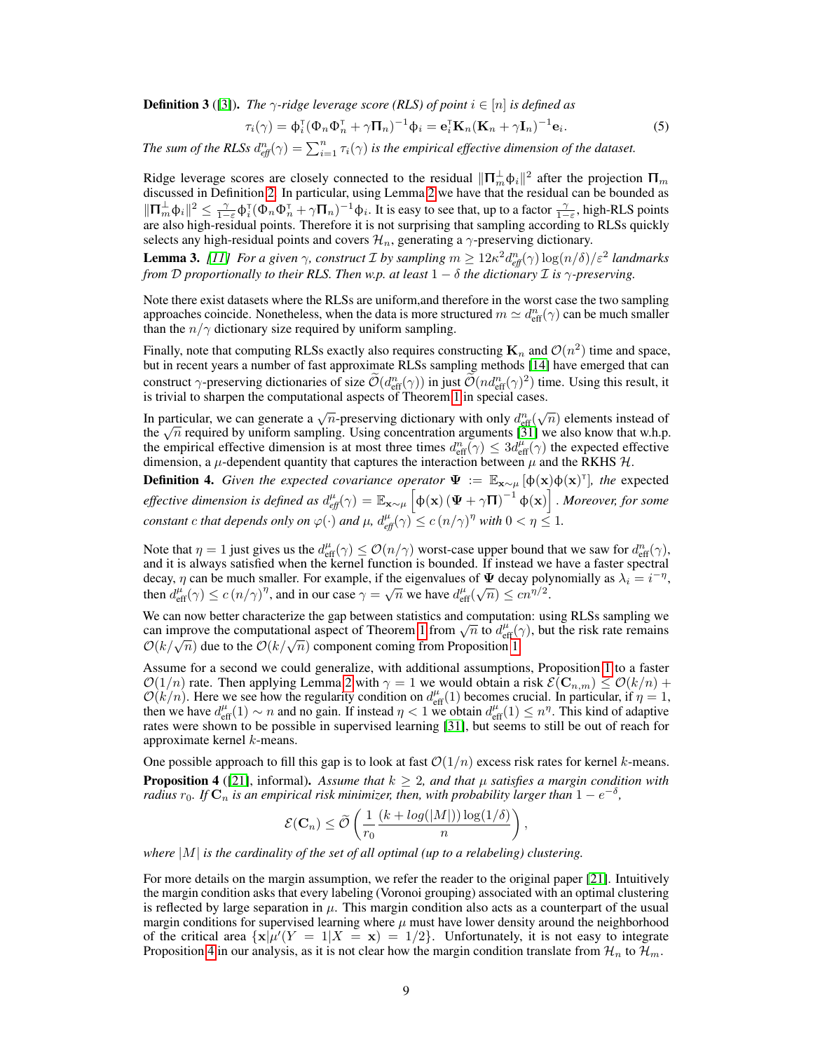**Definition 3** ([3]). *The $\gamma$-ridge leverage score (RLS) of point $i \in [n]$ is defined as*

$$\tau_i(\gamma) = \phi_i^\intercal(\Phi_n\Phi_n^\intercal + \gamma\mathbf{\Pi}_n)^{-1}\phi_i = \mathbf{e}_i^\intercal\mathbf{K}_n(\mathbf{K}_n + \gamma\mathbf{I}_n)^{-1}\mathbf{e}_i. \tag{5}$$

*The sum of the RLSs $d_{\text{eff}}^n(\gamma) = \sum_{i=1}^n \tau_i(\gamma)$ is the empirical effective dimension of the dataset.*

Ridge leverage scores are closely connected to the residual $\|\mathbf{\Pi}_m^\perp\phi_i\|^2$ after the projection $\mathbf{\Pi}_m$ discussed in Definition 2. In particular, using Lemma 2 we have that the residual can be bounded as $\|\mathbf{\Pi}_m^\perp\phi_i\|^2 \leq \frac{\gamma}{1-\varepsilon}\phi_i^\intercal(\Phi_n\Phi_n^\intercal + \gamma\mathbf{\Pi}_n)^{-1}\phi_i$. It is easy to see that, up to a factor $\frac{\gamma}{1-\varepsilon}$, high-RLS points are also high-residual points. Therefore it is not surprising that sampling according to RLSs quickly selects any high-residual points and covers $\mathcal{H}_n$, generating a $\gamma$-preserving dictionary.

**Lemma 3.** *[11] For a given $\gamma$, construct $\mathcal{I}$ by sampling $m \geq 12\kappa^2 d_{\text{eff}}^n(\gamma)\log(n/\delta)/\varepsilon^2$ landmarks from $\mathcal{D}$ proportionally to their RLS. Then w.p. at least $1-\delta$ the dictionary $\mathcal{I}$ is $\gamma$-preserving.*

Note there exist datasets where the RLSs are uniform,and therefore in the worst case the two sampling approaches coincide. Nonetheless, when the data is more structured $m \simeq d_{\text{eff}}^n(\gamma)$ can be much smaller than the $n/\gamma$ dictionary size required by uniform sampling.

Finally, note that computing RLSs exactly also requires constructing $\mathbf{K}_n$ and $\mathcal{O}(n^2)$ time and space, but in recent years a number of fast approximate RLSs sampling methods [14] have emerged that can construct $\gamma$-preserving dictionaries of size $\widetilde{\mathcal{O}}(d_{\text{eff}}^n(\gamma))$ in just $\widetilde{\mathcal{O}}(nd_{\text{eff}}^n(\gamma)^2)$ time. Using this result, it is trivial to sharpen the computational aspects of Theorem 1 in special cases.

In particular, we can generate a $\sqrt{n}$-preserving dictionary with only $d_{\text{eff}}^n(\sqrt{n})$ elements instead of the $\sqrt{n}$ required by uniform sampling. Using concentration arguments [31] we also know that w.h.p. the empirical effective dimension is at most three times $d_{\text{eff}}^n(\gamma) \leq 3d_{\text{eff}}^\mu(\gamma)$ the expected effective dimension, a $\mu$-dependent quantity that captures the interaction between $\mu$ and the RKHS $\mathcal{H}$.

**Definition 4.** *Given the expected covariance operator $\mathbf{\Psi} := \mathbb{E}_{\mathbf{x}\sim\mu}[\phi(\mathbf{x})\phi(\mathbf{x})^\intercal]$, the* expected effective dimension *is defined as $d_{\text{eff}}^\mu(\gamma) = \mathbb{E}_{\mathbf{x}\sim\mu}\left[\phi(\mathbf{x})\left(\mathbf{\Psi} + \gamma\mathbf{\Pi}\right)^{-1}\phi(\mathbf{x})\right]$. Moreover, for some constant $c$ that depends only on $\varphi(\cdot)$ and $\mu$, $d_{\text{eff}}^\mu(\gamma) \leq c\,(n/\gamma)^\eta$ with $0 < \eta \leq 1$.*

Note that $\eta = 1$ just gives us the $d_{\text{eff}}^\mu(\gamma) \leq \mathcal{O}(n/\gamma)$ worst-case upper bound that we saw for $d_{\text{eff}}^n(\gamma)$, and it is always satisfied when the kernel function is bounded. If instead we have a faster spectral decay, $\eta$ can be much smaller. For example, if the eigenvalues of $\mathbf{\Psi}$ decay polynomially as $\lambda_i = i^{-\eta}$, then $d_{\text{eff}}^\mu(\gamma) \leq c\,(n/\gamma)^\eta$, and in our case $\gamma = \sqrt{n}$ we have $d_{\text{eff}}^\mu(\sqrt{n}) \leq cn^{\eta/2}$.

We can now better characterize the gap between statistics and computation: using RLSs sampling we can improve the computational aspect of Theorem 1 from $\sqrt{n}$ to $d_{\text{eff}}^\mu(\gamma)$, but the risk rate remains $\mathcal{O}(k/\sqrt{n})$ due to the $\mathcal{O}(k/\sqrt{n})$ component coming from Proposition 1.

Assume for a second we could generalize, with additional assumptions, Proposition 1 to a faster $\mathcal{O}(1/n)$ rate. Then applying Lemma 2 with $\gamma = 1$ we would obtain a risk $\mathcal{E}(\mathbf{C}_{n,m}) \leq \mathcal{O}(k/n) + \mathcal{O}(k/n)$. Here we see how the regularity condition on $d_{\text{eff}}^\mu(1)$ becomes crucial. In particular, if $\eta = 1$, then we have $d_{\text{eff}}^\mu(1) \sim n$ and no gain. If instead $\eta < 1$ we obtain $d_{\text{eff}}^\mu(1) \leq n^\eta$. This kind of adaptive rates were shown to be possible in supervised learning [31], but seems to still be out of reach for approximate kernel $k$-means.

One possible approach to fill this gap is to look at fast $\mathcal{O}(1/n)$ excess risk rates for kernel $k$-means.

**Proposition 4** ([21], informal). *Assume that $k \geq 2$, and that $\mu$ satisfies a margin condition with radius $r_0$. If $\mathbf{C}_n$ is an empirical risk minimizer, then, with probability larger than $1 - e^{-\delta}$,*

$$\mathcal{E}(\mathbf{C}_n) \leq \widetilde{\mathcal{O}}\left(\frac{1}{r_0}\frac{(k + log(|M|))\log(1/\delta)}{n}\right),$$

*where $|M|$ is the cardinality of the set of all optimal (up to a relabeling) clustering.*

For more details on the margin assumption, we refer the reader to the original paper [21]. Intuitively the margin condition asks that every labeling (Voronoi grouping) associated with an optimal clustering is reflected by large separation in $\mu$. This margin condition also acts as a counterpart of the usual margin conditions for supervised learning where $\mu$ must have lower density around the neighborhood of the critical area $\{\mathbf{x}|\mu'(Y = 1|X = \mathbf{x}) = 1/2\}$. Unfortunately, it is not easy to integrate Proposition 4 in our analysis, as it is not clear how the margin condition translate from $\mathcal{H}_n$ to $\mathcal{H}_m$.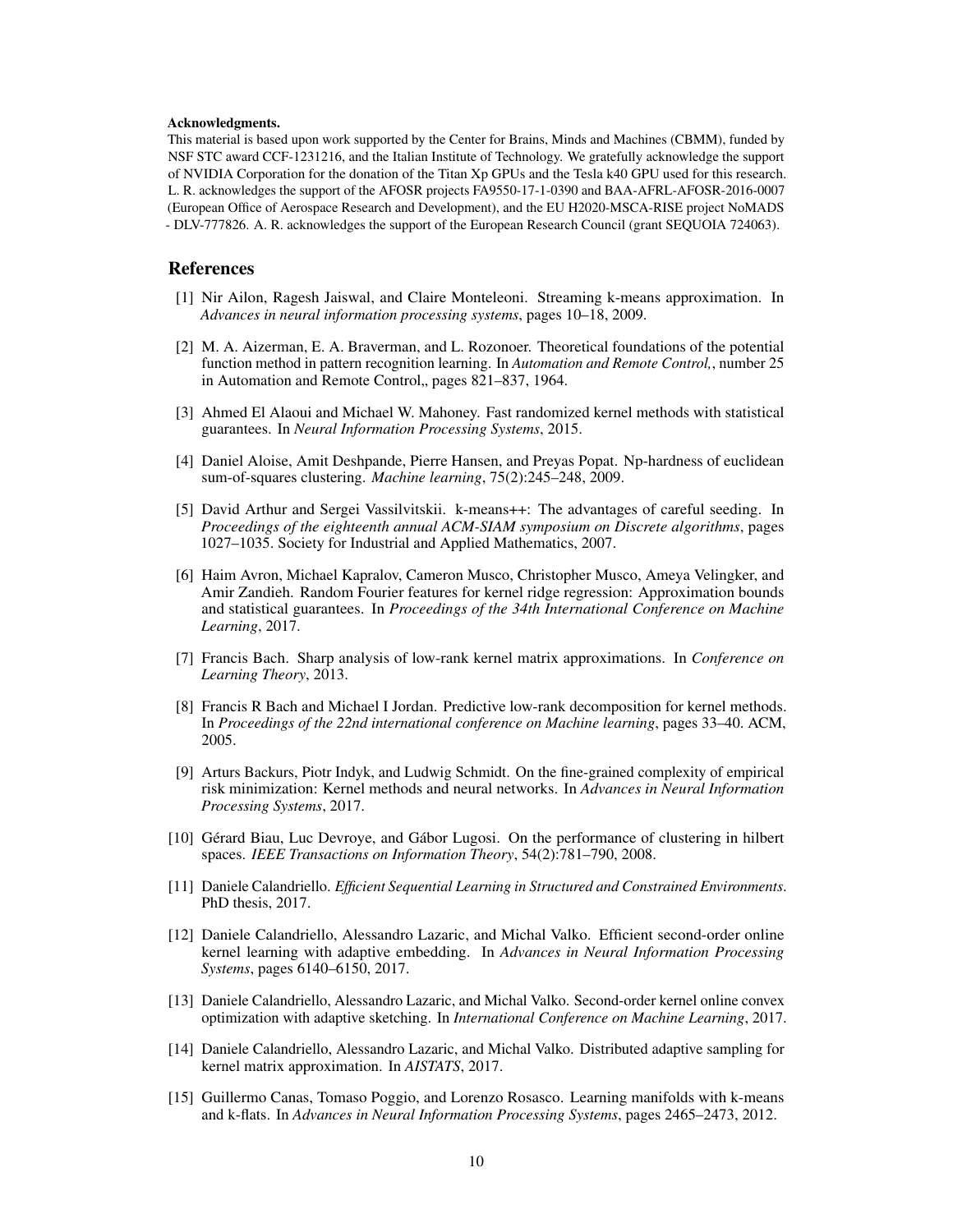**Acknowledgments.**

This material is based upon work supported by the Center for Brains, Minds and Machines (CBMM), funded by NSF STC award CCF-1231216, and the Italian Institute of Technology. We gratefully acknowledge the support of NVIDIA Corporation for the donation of the Titan Xp GPUs and the Tesla k40 GPU used for this research. L. R. acknowledges the support of the AFOSR projects FA9550-17-1-0390 and BAA-AFRL-AFOSR-2016-0007 (European Office of Aerospace Research and Development), and the EU H2020-MSCA-RISE project NoMADS - DLV-777826. A. R. acknowledges the support of the European Research Council (grant SEQUOIA 724063).

## References

[1] Nir Ailon, Ragesh Jaiswal, and Claire Monteleoni. Streaming k-means approximation. In *Advances in neural information processing systems*, pages 10–18, 2009.

[2] M. A. Aizerman, E. A. Braverman, and L. Rozonoer. Theoretical foundations of the potential function method in pattern recognition learning. In *Automation and Remote Control,*, number 25 in Automation and Remote Control,, pages 821–837, 1964.

[3] Ahmed El Alaoui and Michael W. Mahoney. Fast randomized kernel methods with statistical guarantees. In *Neural Information Processing Systems*, 2015.

[4] Daniel Aloise, Amit Deshpande, Pierre Hansen, and Preyas Popat. Np-hardness of euclidean sum-of-squares clustering. *Machine learning*, 75(2):245–248, 2009.

[5] David Arthur and Sergei Vassilvitskii. k-means++: The advantages of careful seeding. In *Proceedings of the eighteenth annual ACM-SIAM symposium on Discrete algorithms*, pages 1027–1035. Society for Industrial and Applied Mathematics, 2007.

[6] Haim Avron, Michael Kapralov, Cameron Musco, Christopher Musco, Ameya Velingker, and Amir Zandieh. Random Fourier features for kernel ridge regression: Approximation bounds and statistical guarantees. In *Proceedings of the 34th International Conference on Machine Learning*, 2017.

[7] Francis Bach. Sharp analysis of low-rank kernel matrix approximations. In *Conference on Learning Theory*, 2013.

[8] Francis R Bach and Michael I Jordan. Predictive low-rank decomposition for kernel methods. In *Proceedings of the 22nd international conference on Machine learning*, pages 33–40. ACM, 2005.

[9] Arturs Backurs, Piotr Indyk, and Ludwig Schmidt. On the fine-grained complexity of empirical risk minimization: Kernel methods and neural networks. In *Advances in Neural Information Processing Systems*, 2017.

[10] Gérard Biau, Luc Devroye, and Gábor Lugosi. On the performance of clustering in hilbert spaces. *IEEE Transactions on Information Theory*, 54(2):781–790, 2008.

[11] Daniele Calandriello. *Efficient Sequential Learning in Structured and Constrained Environments*. PhD thesis, 2017.

[12] Daniele Calandriello, Alessandro Lazaric, and Michal Valko. Efficient second-order online kernel learning with adaptive embedding. In *Advances in Neural Information Processing Systems*, pages 6140–6150, 2017.

[13] Daniele Calandriello, Alessandro Lazaric, and Michal Valko. Second-order kernel online convex optimization with adaptive sketching. In *International Conference on Machine Learning*, 2017.

[14] Daniele Calandriello, Alessandro Lazaric, and Michal Valko. Distributed adaptive sampling for kernel matrix approximation. In *AISTATS*, 2017.

[15] Guillermo Canas, Tomaso Poggio, and Lorenzo Rosasco. Learning manifolds with k-means and k-flats. In *Advances in Neural Information Processing Systems*, pages 2465–2473, 2012.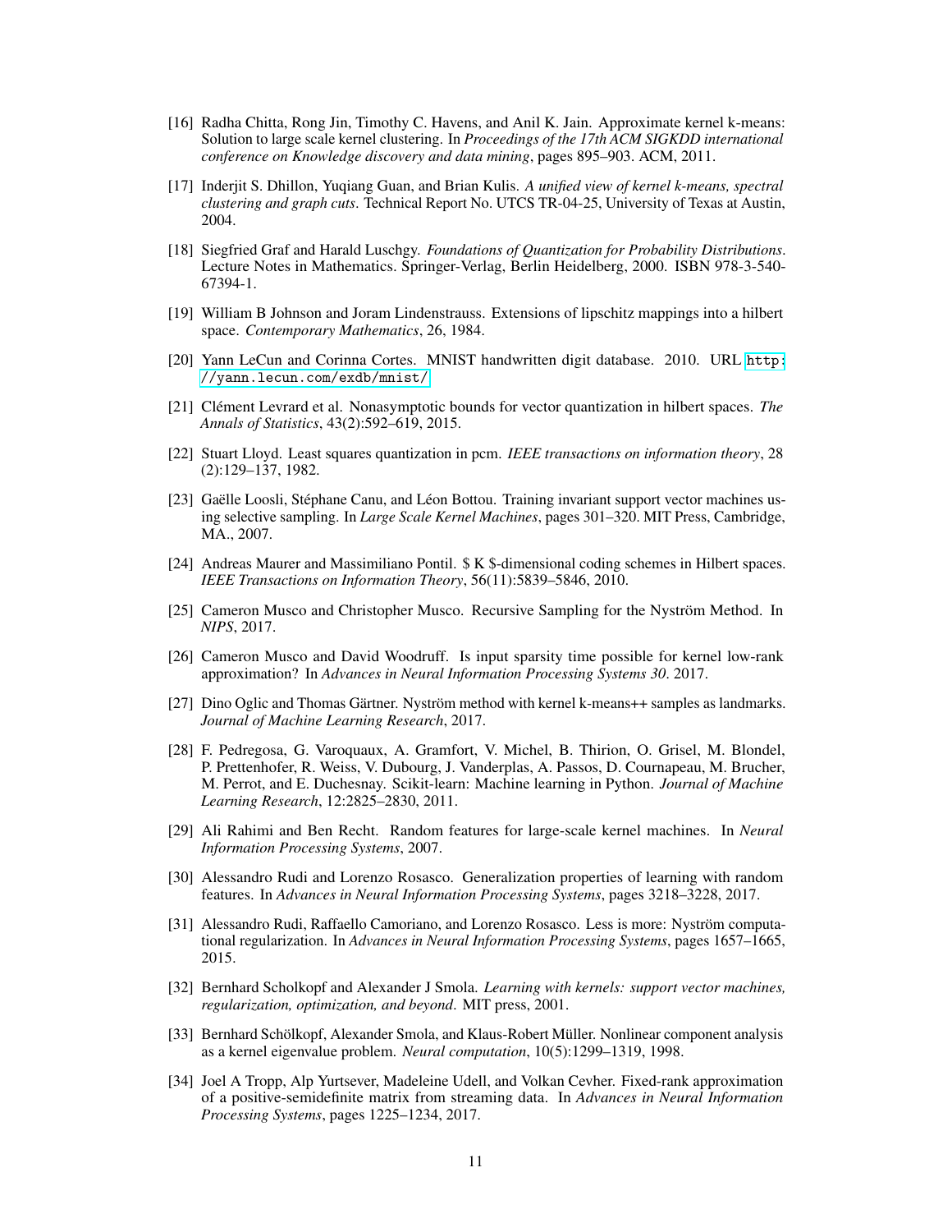[16] Radha Chitta, Rong Jin, Timothy C. Havens, and Anil K. Jain. Approximate kernel k-means: Solution to large scale kernel clustering. In *Proceedings of the 17th ACM SIGKDD international conference on Knowledge discovery and data mining*, pages 895–903. ACM, 2011.

[17] Inderjit S. Dhillon, Yuqiang Guan, and Brian Kulis. *A unified view of kernel k-means, spectral clustering and graph cuts*. Technical Report No. UTCS TR-04-25, University of Texas at Austin, 2004.

[18] Siegfried Graf and Harald Luschgy. *Foundations of Quantization for Probability Distributions*. Lecture Notes in Mathematics. Springer-Verlag, Berlin Heidelberg, 2000. ISBN 978-3-540-67394-1.

[19] William B Johnson and Joram Lindenstrauss. Extensions of lipschitz mappings into a hilbert space. *Contemporary Mathematics*, 26, 1984.

[20] Yann LeCun and Corinna Cortes. MNIST handwritten digit database. 2010. URL http://yann.lecun.com/exdb/mnist/.

[21] Clément Levrard et al. Nonasymptotic bounds for vector quantization in hilbert spaces. *The Annals of Statistics*, 43(2):592–619, 2015.

[22] Stuart Lloyd. Least squares quantization in pcm. *IEEE transactions on information theory*, 28 (2):129–137, 1982.

[23] Gaëlle Loosli, Stéphane Canu, and Léon Bottou. Training invariant support vector machines using selective sampling. In *Large Scale Kernel Machines*, pages 301–320. MIT Press, Cambridge, MA., 2007.

[24] Andreas Maurer and Massimiliano Pontil. $ K $-dimensional coding schemes in Hilbert spaces. *IEEE Transactions on Information Theory*, 56(11):5839–5846, 2010.

[25] Cameron Musco and Christopher Musco. Recursive Sampling for the Nyström Method. In *NIPS*, 2017.

[26] Cameron Musco and David Woodruff. Is input sparsity time possible for kernel low-rank approximation? In *Advances in Neural Information Processing Systems 30*. 2017.

[27] Dino Oglic and Thomas Gärtner. Nyström method with kernel k-means++ samples as landmarks. *Journal of Machine Learning Research*, 2017.

[28] F. Pedregosa, G. Varoquaux, A. Gramfort, V. Michel, B. Thirion, O. Grisel, M. Blondel, P. Prettenhofer, R. Weiss, V. Dubourg, J. Vanderplas, A. Passos, D. Cournapeau, M. Brucher, M. Perrot, and E. Duchesnay. Scikit-learn: Machine learning in Python. *Journal of Machine Learning Research*, 12:2825–2830, 2011.

[29] Ali Rahimi and Ben Recht. Random features for large-scale kernel machines. In *Neural Information Processing Systems*, 2007.

[30] Alessandro Rudi and Lorenzo Rosasco. Generalization properties of learning with random features. In *Advances in Neural Information Processing Systems*, pages 3218–3228, 2017.

[31] Alessandro Rudi, Raffaello Camoriano, and Lorenzo Rosasco. Less is more: Nyström computational regularization. In *Advances in Neural Information Processing Systems*, pages 1657–1665, 2015.

[32] Bernhard Scholkopf and Alexander J Smola. *Learning with kernels: support vector machines, regularization, optimization, and beyond*. MIT press, 2001.

[33] Bernhard Schölkopf, Alexander Smola, and Klaus-Robert Müller. Nonlinear component analysis as a kernel eigenvalue problem. *Neural computation*, 10(5):1299–1319, 1998.

[34] Joel A Tropp, Alp Yurtsever, Madeleine Udell, and Volkan Cevher. Fixed-rank approximation of a positive-semidefinite matrix from streaming data. In *Advances in Neural Information Processing Systems*, pages 1225–1234, 2017.